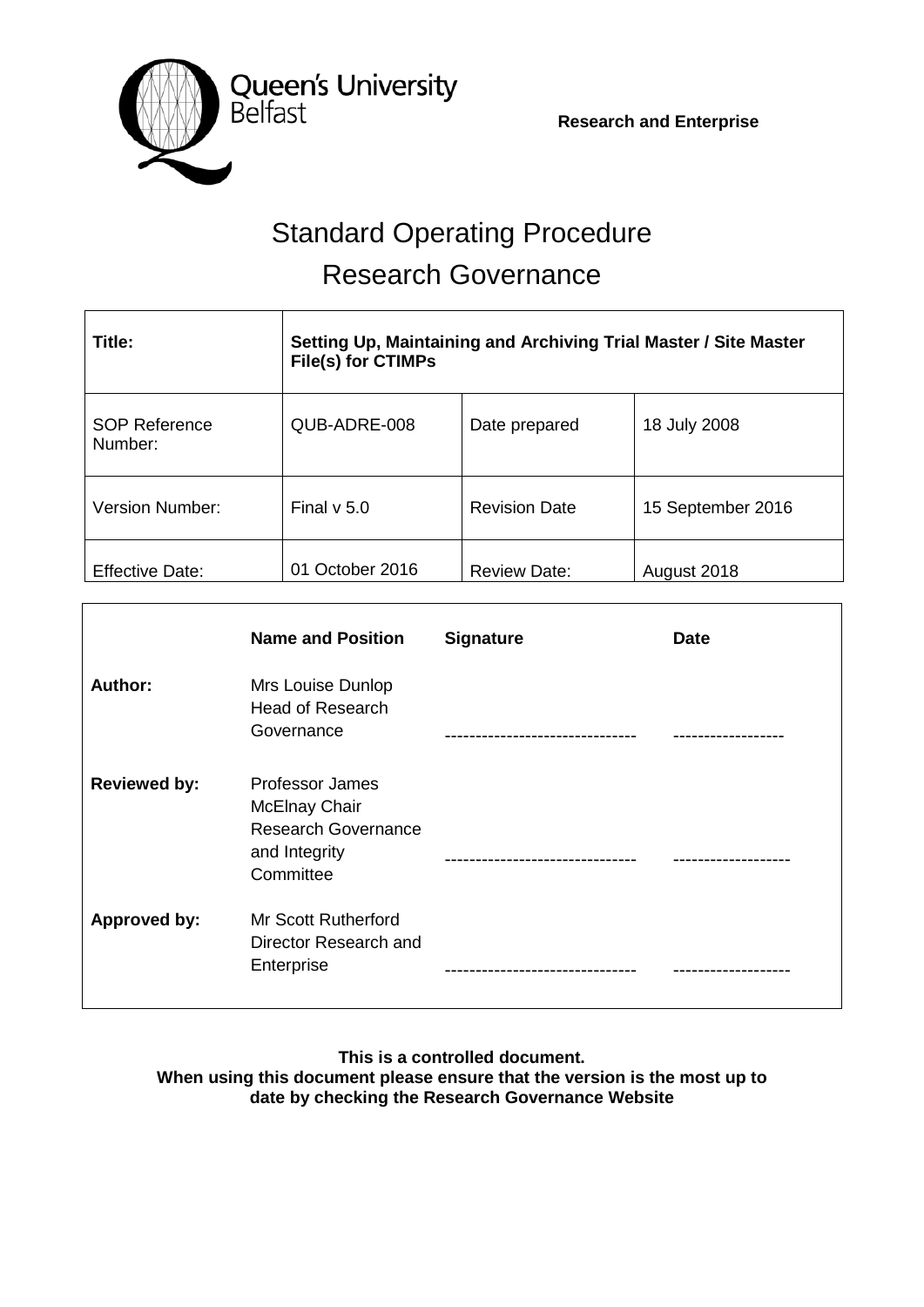Queen's University Belfast

**Research and Enterprise**

# Standard Operating Procedure
# Research Governance

| **Title:** | **Setting Up, Maintaining and Archiving Trial Master / Site Master File(s) for CTIMPs** | | |
|---|---|---|---|
| SOP Reference Number: | QUB-ADRE-008 | Date prepared | 18 July 2008 |
| Version Number: | Final v 5.0 | Revision Date | 15 September 2016 |
| Effective Date: | 01 October 2016 | Review Date: | August 2018 |

| | **Name and Position** | **Signature** | **Date** |
|---|---|---|---|
| **Author:** | Mrs Louise Dunlop Head of Research Governance | ------------------------------- | ------------------ |
| **Reviewed by:** | Professor James McElnay Chair Research Governance and Integrity Committee | ------------------------------- | ------------------- |
| **Approved by:** | Mr Scott Rutherford Director Research and Enterprise | ------------------------------- | ------------------- |

**This is a controlled document.**
**When using this document please ensure that the version is the most up to date by checking the Research Governance Website**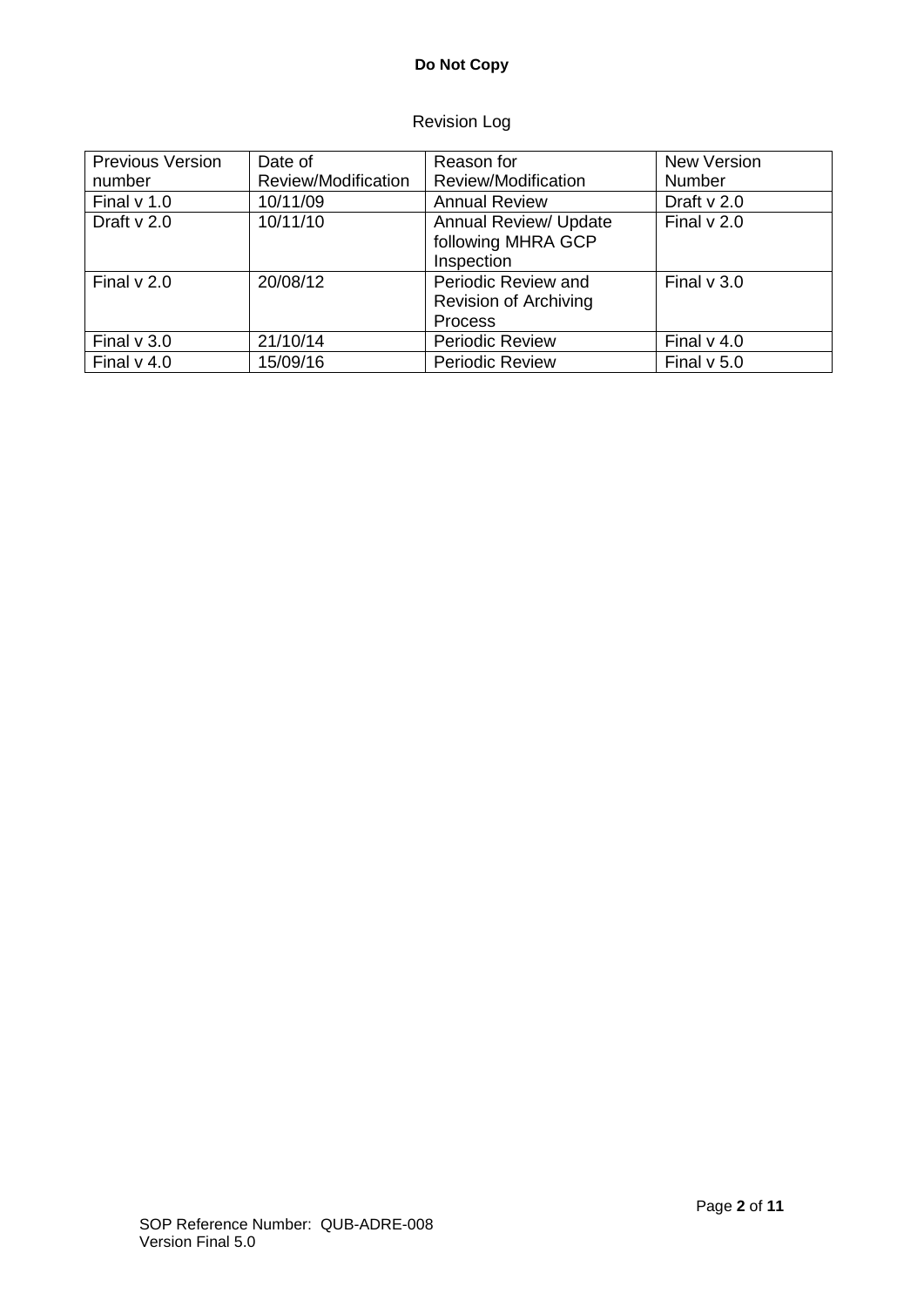Revision Log

| Previous Version number | Date of Review/Modification | Reason for Review/Modification | New Version Number |
|---|---|---|---|
| Final v 1.0 | 10/11/09 | Annual Review | Draft v 2.0 |
| Draft v 2.0 | 10/11/10 | Annual Review/ Update following MHRA GCP Inspection | Final v 2.0 |
| Final v 2.0 | 20/08/12 | Periodic Review and Revision of Archiving Process | Final v 3.0 |
| Final v 3.0 | 21/10/14 | Periodic Review | Final v 4.0 |
| Final v 4.0 | 15/09/16 | Periodic Review | Final v 5.0 |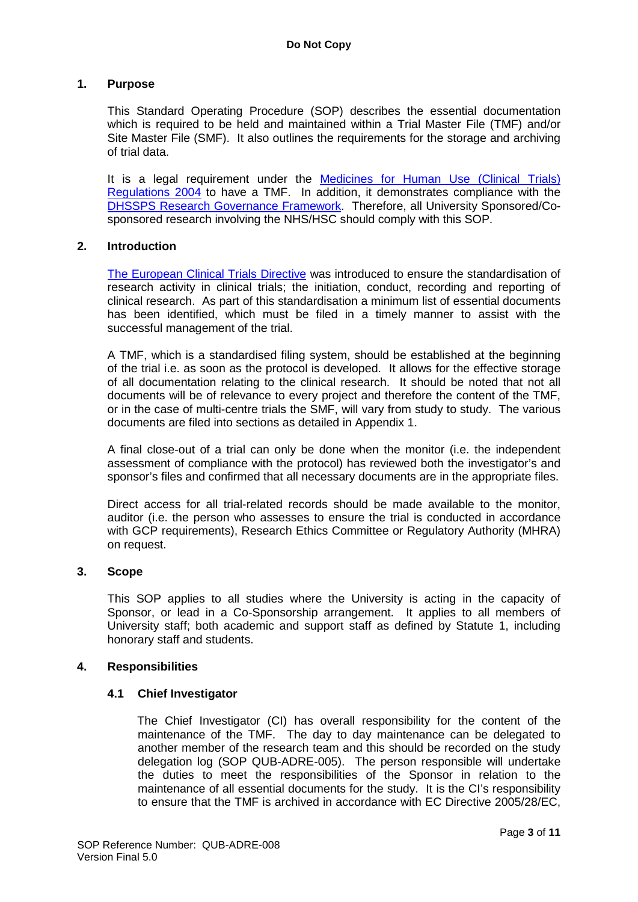## 1. Purpose

This Standard Operating Procedure (SOP) describes the essential documentation which is required to be held and maintained within a Trial Master File (TMF) and/or Site Master File (SMF). It also outlines the requirements for the storage and archiving of trial data.

It is a legal requirement under the Medicines for Human Use (Clinical Trials) Regulations 2004 to have a TMF. In addition, it demonstrates compliance with the DHSSPS Research Governance Framework. Therefore, all University Sponsored/Co-sponsored research involving the NHS/HSC should comply with this SOP.

## 2. Introduction

The European Clinical Trials Directive was introduced to ensure the standardisation of research activity in clinical trials; the initiation, conduct, recording and reporting of clinical research. As part of this standardisation a minimum list of essential documents has been identified, which must be filed in a timely manner to assist with the successful management of the trial.

A TMF, which is a standardised filing system, should be established at the beginning of the trial i.e. as soon as the protocol is developed. It allows for the effective storage of all documentation relating to the clinical research. It should be noted that not all documents will be of relevance to every project and therefore the content of the TMF, or in the case of multi-centre trials the SMF, will vary from study to study. The various documents are filed into sections as detailed in Appendix 1.

A final close-out of a trial can only be done when the monitor (i.e. the independent assessment of compliance with the protocol) has reviewed both the investigator's and sponsor's files and confirmed that all necessary documents are in the appropriate files.

Direct access for all trial-related records should be made available to the monitor, auditor (i.e. the person who assesses to ensure the trial is conducted in accordance with GCP requirements), Research Ethics Committee or Regulatory Authority (MHRA) on request.

## 3. Scope

This SOP applies to all studies where the University is acting in the capacity of Sponsor, or lead in a Co-Sponsorship arrangement. It applies to all members of University staff; both academic and support staff as defined by Statute 1, including honorary staff and students.

## 4. Responsibilities

### 4.1 Chief Investigator

The Chief Investigator (CI) has overall responsibility for the content of the maintenance of the TMF. The day to day maintenance can be delegated to another member of the research team and this should be recorded on the study delegation log (SOP QUB-ADRE-005). The person responsible will undertake the duties to meet the responsibilities of the Sponsor in relation to the maintenance of all essential documents for the study. It is the CI's responsibility to ensure that the TMF is archived in accordance with EC Directive 2005/28/EC,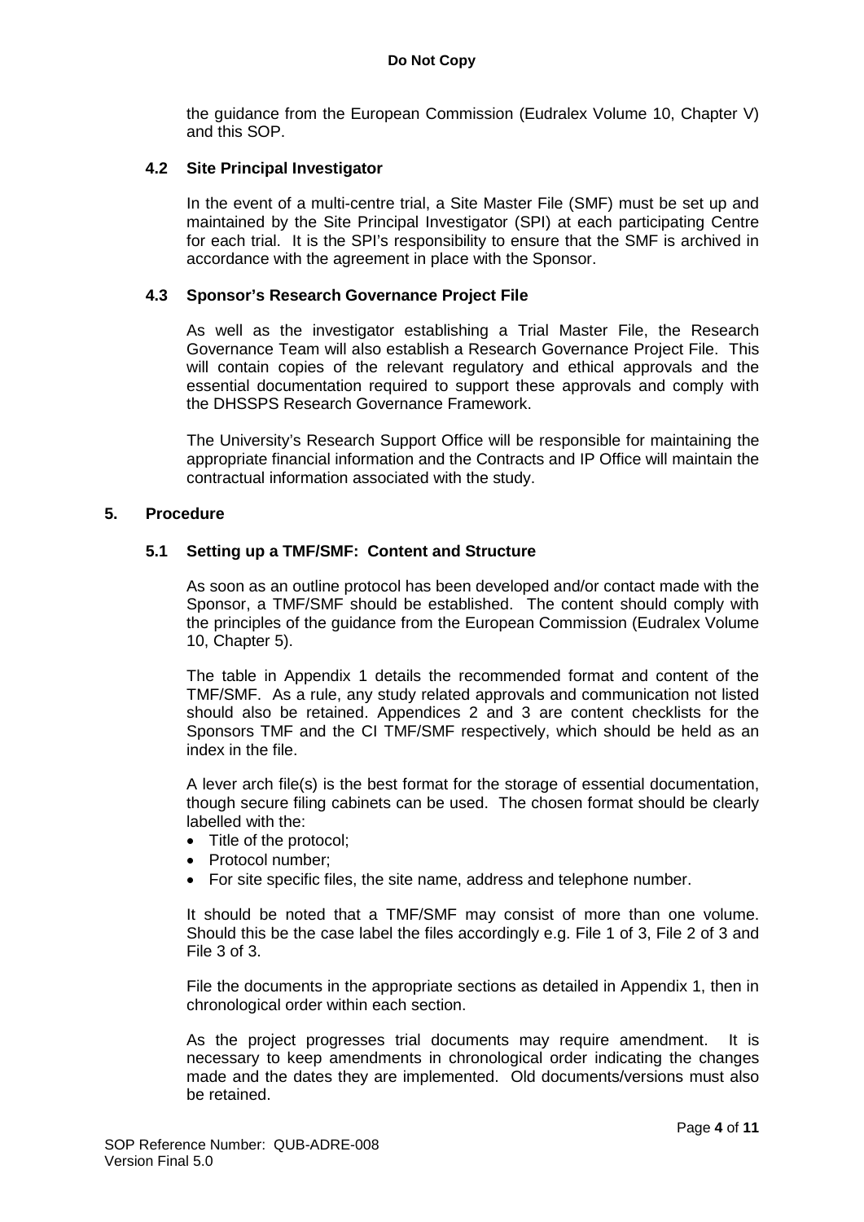the guidance from the European Commission (Eudralex Volume 10, Chapter V) and this SOP.

### 4.2 Site Principal Investigator

In the event of a multi-centre trial, a Site Master File (SMF) must be set up and maintained by the Site Principal Investigator (SPI) at each participating Centre for each trial. It is the SPI's responsibility to ensure that the SMF is archived in accordance with the agreement in place with the Sponsor.

### 4.3 Sponsor's Research Governance Project File

As well as the investigator establishing a Trial Master File, the Research Governance Team will also establish a Research Governance Project File. This will contain copies of the relevant regulatory and ethical approvals and the essential documentation required to support these approvals and comply with the DHSSPS Research Governance Framework.

The University's Research Support Office will be responsible for maintaining the appropriate financial information and the Contracts and IP Office will maintain the contractual information associated with the study.

## 5. Procedure

### 5.1 Setting up a TMF/SMF: Content and Structure

As soon as an outline protocol has been developed and/or contact made with the Sponsor, a TMF/SMF should be established. The content should comply with the principles of the guidance from the European Commission (Eudralex Volume 10, Chapter 5).

The table in Appendix 1 details the recommended format and content of the TMF/SMF. As a rule, any study related approvals and communication not listed should also be retained. Appendices 2 and 3 are content checklists for the Sponsors TMF and the CI TMF/SMF respectively, which should be held as an index in the file.

A lever arch file(s) is the best format for the storage of essential documentation, though secure filing cabinets can be used. The chosen format should be clearly labelled with the:

- Title of the protocol;
- Protocol number;
- For site specific files, the site name, address and telephone number.

It should be noted that a TMF/SMF may consist of more than one volume. Should this be the case label the files accordingly e.g. File 1 of 3, File 2 of 3 and File 3 of 3.

File the documents in the appropriate sections as detailed in Appendix 1, then in chronological order within each section.

As the project progresses trial documents may require amendment. It is necessary to keep amendments in chronological order indicating the changes made and the dates they are implemented. Old documents/versions must also be retained.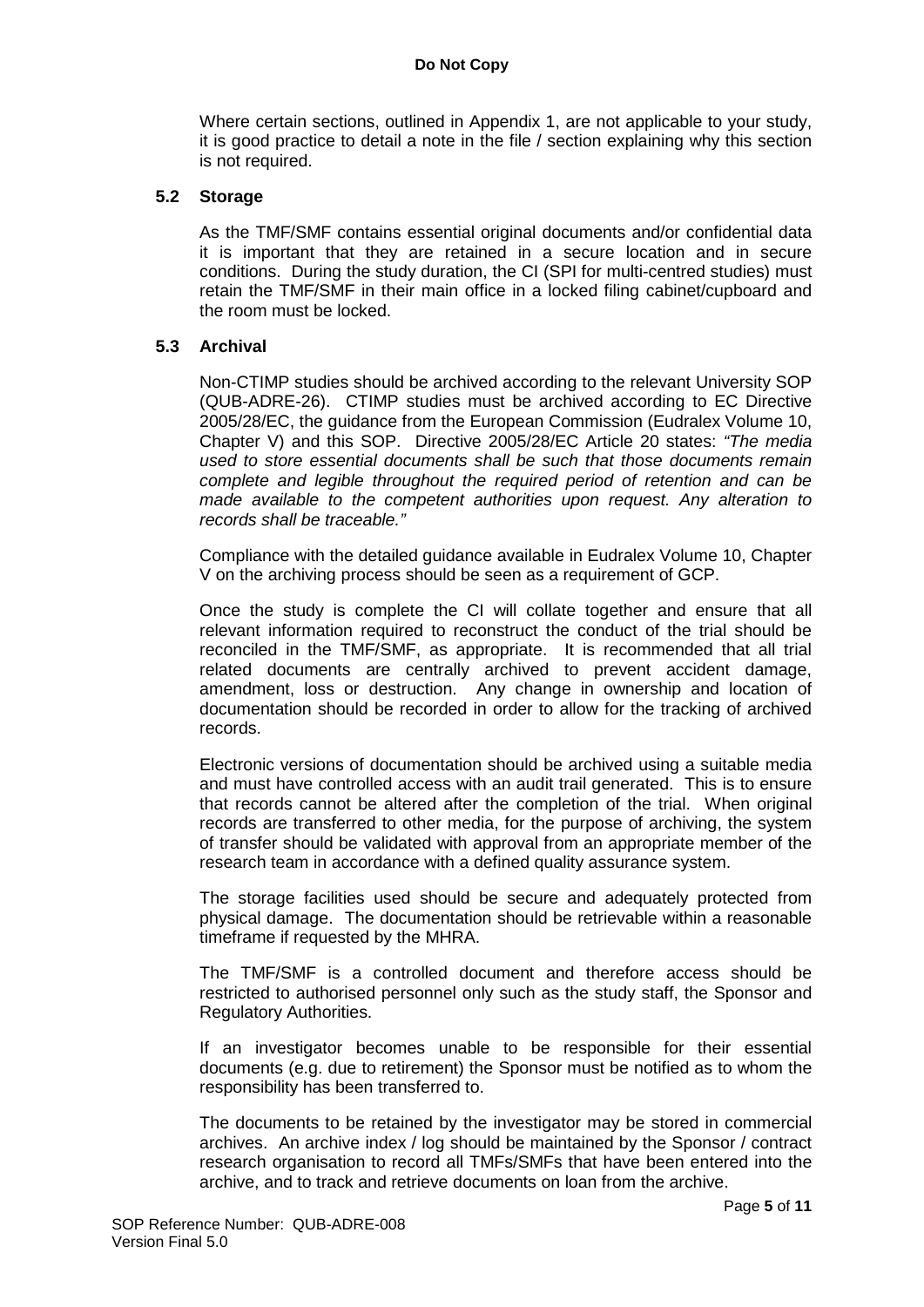Where certain sections, outlined in Appendix 1, are not applicable to your study, it is good practice to detail a note in the file / section explaining why this section is not required.

### 5.2 Storage

As the TMF/SMF contains essential original documents and/or confidential data it is important that they are retained in a secure location and in secure conditions. During the study duration, the CI (SPI for multi-centred studies) must retain the TMF/SMF in their main office in a locked filing cabinet/cupboard and the room must be locked.

### 5.3 Archival

Non-CTIMP studies should be archived according to the relevant University SOP (QUB-ADRE-26). CTIMP studies must be archived according to EC Directive 2005/28/EC, the guidance from the European Commission (Eudralex Volume 10, Chapter V) and this SOP. Directive 2005/28/EC Article 20 states: *"The media used to store essential documents shall be such that those documents remain complete and legible throughout the required period of retention and can be made available to the competent authorities upon request. Any alteration to records shall be traceable."*

Compliance with the detailed guidance available in Eudralex Volume 10, Chapter V on the archiving process should be seen as a requirement of GCP.

Once the study is complete the CI will collate together and ensure that all relevant information required to reconstruct the conduct of the trial should be reconciled in the TMF/SMF, as appropriate. It is recommended that all trial related documents are centrally archived to prevent accident damage, amendment, loss or destruction. Any change in ownership and location of documentation should be recorded in order to allow for the tracking of archived records.

Electronic versions of documentation should be archived using a suitable media and must have controlled access with an audit trail generated. This is to ensure that records cannot be altered after the completion of the trial. When original records are transferred to other media, for the purpose of archiving, the system of transfer should be validated with approval from an appropriate member of the research team in accordance with a defined quality assurance system.

The storage facilities used should be secure and adequately protected from physical damage. The documentation should be retrievable within a reasonable timeframe if requested by the MHRA.

The TMF/SMF is a controlled document and therefore access should be restricted to authorised personnel only such as the study staff, the Sponsor and Regulatory Authorities.

If an investigator becomes unable to be responsible for their essential documents (e.g. due to retirement) the Sponsor must be notified as to whom the responsibility has been transferred to.

The documents to be retained by the investigator may be stored in commercial archives. An archive index / log should be maintained by the Sponsor / contract research organisation to record all TMFs/SMFs that have been entered into the archive, and to track and retrieve documents on loan from the archive.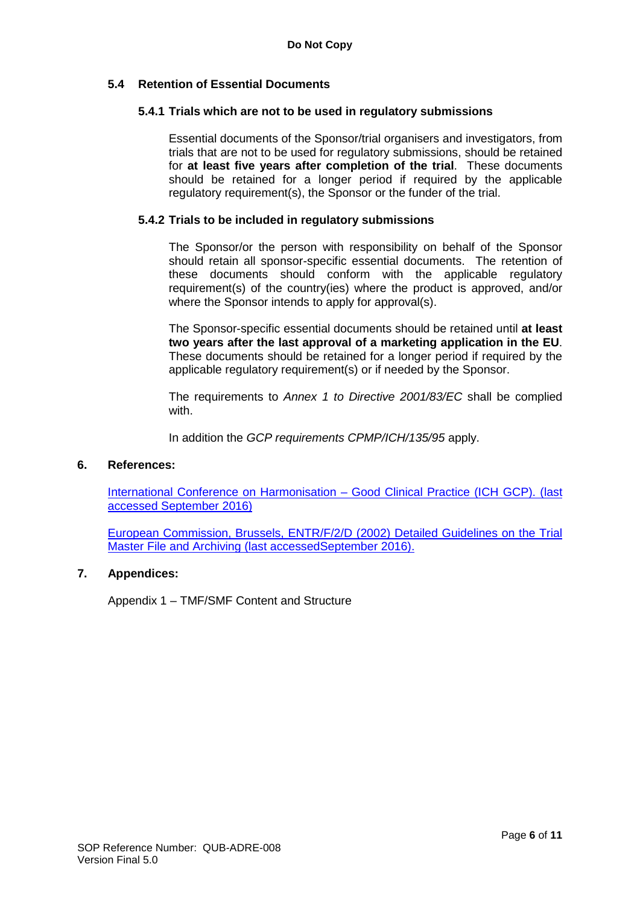### 5.4 Retention of Essential Documents

#### 5.4.1 Trials which are not to be used in regulatory submissions

Essential documents of the Sponsor/trial organisers and investigators, from trials that are not to be used for regulatory submissions, should be retained for **at least five years after completion of the trial**. These documents should be retained for a longer period if required by the applicable regulatory requirement(s), the Sponsor or the funder of the trial.

#### 5.4.2 Trials to be included in regulatory submissions

The Sponsor/or the person with responsibility on behalf of the Sponsor should retain all sponsor-specific essential documents. The retention of these documents should conform with the applicable regulatory requirement(s) of the country(ies) where the product is approved, and/or where the Sponsor intends to apply for approval(s).

The Sponsor-specific essential documents should be retained until **at least two years after the last approval of a marketing application in the EU**. These documents should be retained for a longer period if required by the applicable regulatory requirement(s) or if needed by the Sponsor.

The requirements to *Annex 1 to Directive 2001/83/EC* shall be complied with.

In addition the *GCP requirements CPMP/ICH/135/95* apply.

## 6. References:

International Conference on Harmonisation – Good Clinical Practice (ICH GCP). (last accessed September 2016)

European Commission, Brussels, ENTR/F/2/D (2002) Detailed Guidelines on the Trial Master File and Archiving (last accessedSeptember 2016).

## 7. Appendices:

Appendix 1 – TMF/SMF Content and Structure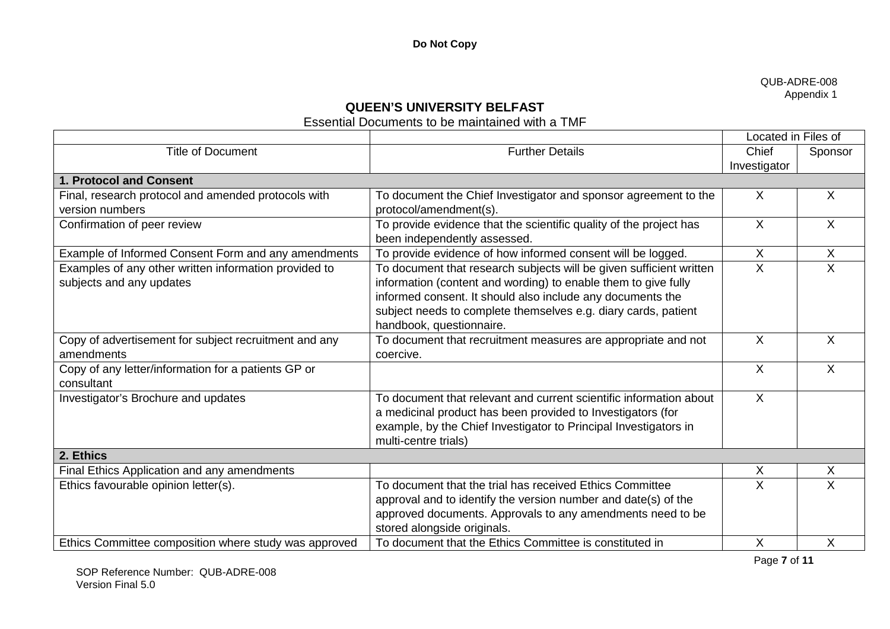**Do Not Copy**

QUB-ADRE-008
Appendix 1

## QUEEN'S UNIVERSITY BELFAST

Essential Documents to be maintained with a TMF

| | | Located in Files of | |
|---|---|---|---|
| Title of Document | Further Details | Chief Investigator | Sponsor |
| **1. Protocol and Consent** | | | |
| Final, research protocol and amended protocols with version numbers | To document the Chief Investigator and sponsor agreement to the protocol/amendment(s). | X | X |
| Confirmation of peer review | To provide evidence that the scientific quality of the project has been independently assessed. | X | X |
| Example of Informed Consent Form and any amendments | To provide evidence of how informed consent will be logged. | X | X |
| Examples of any other written information provided to subjects and any updates | To document that research subjects will be given sufficient written information (content and wording) to enable them to give fully informed consent. It should also include any documents the subject needs to complete themselves e.g. diary cards, patient handbook, questionnaire. | X | X |
| Copy of advertisement for subject recruitment and any amendments | To document that recruitment measures are appropriate and not coercive. | X | X |
| Copy of any letter/information for a patients GP or consultant | | X | X |
| Investigator's Brochure and updates | To document that relevant and current scientific information about a medicinal product has been provided to Investigators (for example, by the Chief Investigator to Principal Investigators in multi-centre trials) | X | |
| **2. Ethics** | | | |
| Final Ethics Application and any amendments | | X | X |
| Ethics favourable opinion letter(s). | To document that the trial has received Ethics Committee approval and to identify the version number and date(s) of the approved documents. Approvals to any amendments need to be stored alongside originals. | X | X |
| Ethics Committee composition where study was approved | To document that the Ethics Committee is constituted in | X | X |

SOP Reference Number: QUB-ADRE-008
Version Final 5.0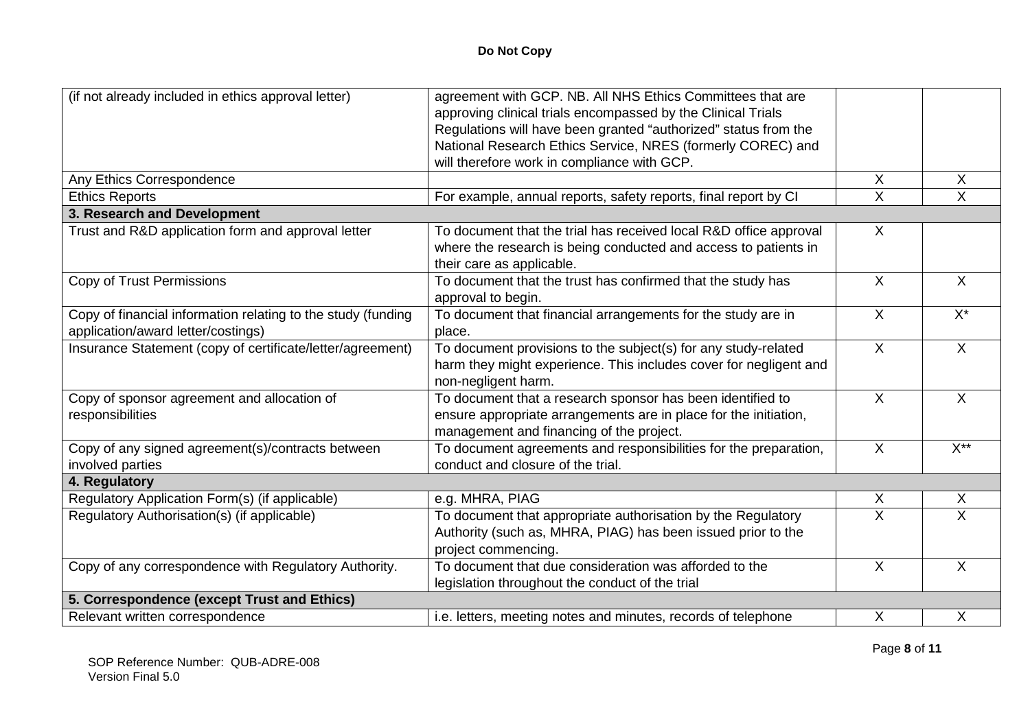**Do Not Copy**

| | | | |
|---|---|---|---|
| (if not already included in ethics approval letter) | agreement with GCP. NB. All NHS Ethics Committees that are approving clinical trials encompassed by the Clinical Trials Regulations will have been granted "authorized" status from the National Research Ethics Service, NRES (formerly COREC) and will therefore work in compliance with GCP. | | |
| Any Ethics Correspondence | | X | X |
| Ethics Reports | For example, annual reports, safety reports, final report by CI | X | X |
| **3. Research and Development** | | | |
| Trust and R&D application form and approval letter | To document that the trial has received local R&D office approval where the research is being conducted and access to patients in their care as applicable. | X | |
| Copy of Trust Permissions | To document that the trust has confirmed that the study has approval to begin. | X | X |
| Copy of financial information relating to the study (funding application/award letter/costings) | To document that financial arrangements for the study are in place. | X | X* |
| Insurance Statement (copy of certificate/letter/agreement) | To document provisions to the subject(s) for any study-related harm they might experience. This includes cover for negligent and non-negligent harm. | X | X |
| Copy of sponsor agreement and allocation of responsibilities | To document that a research sponsor has been identified to ensure appropriate arrangements are in place for the initiation, management and financing of the project. | X | X |
| Copy of any signed agreement(s)/contracts between involved parties | To document agreements and responsibilities for the preparation, conduct and closure of the trial. | X | X** |
| **4. Regulatory** | | | |
| Regulatory Application Form(s) (if applicable) | e.g. MHRA, PIAG | X | X |
| Regulatory Authorisation(s) (if applicable) | To document that appropriate authorisation by the Regulatory Authority (such as, MHRA, PIAG) has been issued prior to the project commencing. | X | X |
| Copy of any correspondence with Regulatory Authority. | To document that due consideration was afforded to the legislation throughout the conduct of the trial | X | X |
| **5. Correspondence (except Trust and Ethics)** | | | |
| Relevant written correspondence | i.e. letters, meeting notes and minutes, records of telephone | X | X |

SOP Reference Number: QUB-ADRE-008
Version Final 5.0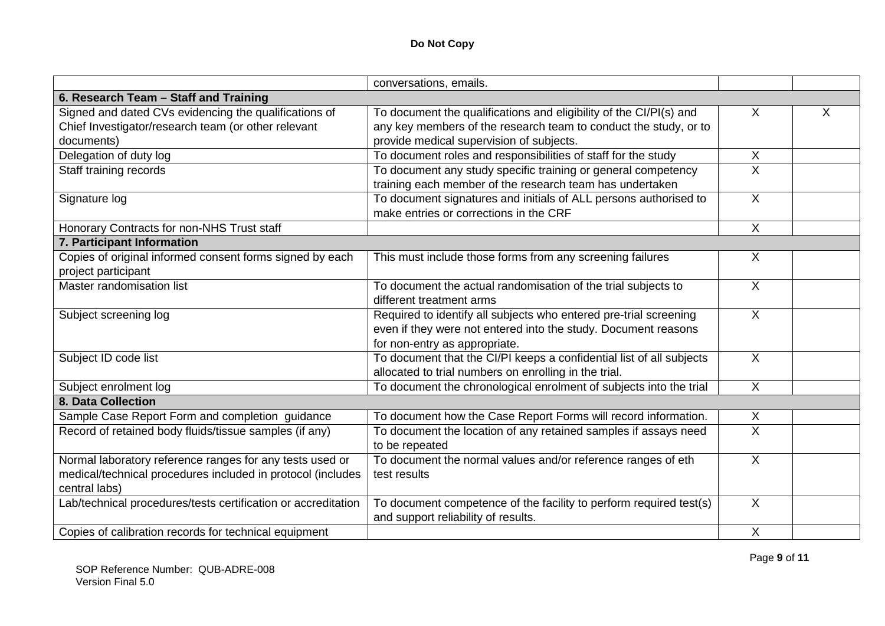**Do Not Copy**

| | | | |
|---|---|---|---|
| | conversations, emails. | | |
| **6. Research Team – Staff and Training** | | | |
| Signed and dated CVs evidencing the qualifications of Chief Investigator/research team (or other relevant documents) | To document the qualifications and eligibility of the CI/PI(s) and any key members of the research team to conduct the study, or to provide medical supervision of subjects. | X | X |
| Delegation of duty log | To document roles and responsibilities of staff for the study | X | |
| Staff training records | To document any study specific training or general competency training each member of the research team has undertaken | X | |
| Signature log | To document signatures and initials of ALL persons authorised to make entries or corrections in the CRF | X | |
| Honorary Contracts for non-NHS Trust staff | | X | |
| **7. Participant Information** | | | |
| Copies of original informed consent forms signed by each project participant | This must include those forms from any screening failures | X | |
| Master randomisation list | To document the actual randomisation of the trial subjects to different treatment arms | X | |
| Subject screening log | Required to identify all subjects who entered pre-trial screening even if they were not entered into the study. Document reasons for non-entry as appropriate. | X | |
| Subject ID code list | To document that the CI/PI keeps a confidential list of all subjects allocated to trial numbers on enrolling in the trial. | X | |
| Subject enrolment log | To document the chronological enrolment of subjects into the trial | X | |
| **8. Data Collection** | | | |
| Sample Case Report Form and completion guidance | To document how the Case Report Forms will record information. | X | |
| Record of retained body fluids/tissue samples (if any) | To document the location of any retained samples if assays need to be repeated | X | |
| Normal laboratory reference ranges for any tests used or medical/technical procedures included in protocol (includes central labs) | To document the normal values and/or reference ranges of eth test results | X | |
| Lab/technical procedures/tests certification or accreditation | To document competence of the facility to perform required test(s) and support reliability of results. | X | |
| Copies of calibration records for technical equipment | | X | |

SOP Reference Number: QUB-ADRE-008
Version Final 5.0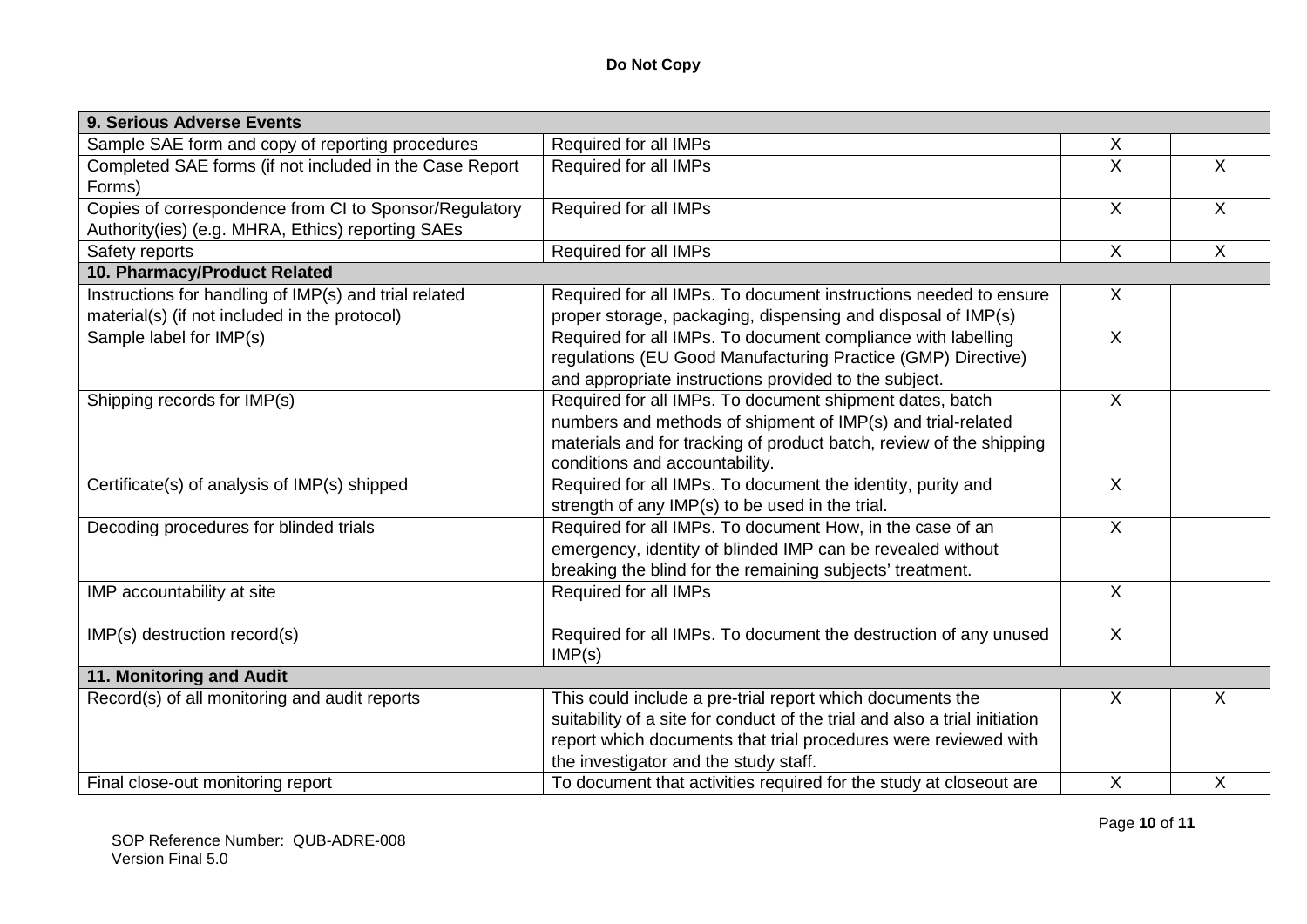**Do Not Copy**

| | | | |
|---|---|---|---|
| **9. Serious Adverse Events** | | | |
| Sample SAE form and copy of reporting procedures | Required for all IMPs | X | |
| Completed SAE forms (if not included in the Case Report Forms) | Required for all IMPs | X | X |
| Copies of correspondence from CI to Sponsor/Regulatory Authority(ies) (e.g. MHRA, Ethics) reporting SAEs | Required for all IMPs | X | X |
| Safety reports | Required for all IMPs | X | X |
| **10. Pharmacy/Product Related** | | | |
| Instructions for handling of IMP(s) and trial related material(s) (if not included in the protocol) | Required for all IMPs. To document instructions needed to ensure proper storage, packaging, dispensing and disposal of IMP(s) | X | |
| Sample label for IMP(s) | Required for all IMPs. To document compliance with labelling regulations (EU Good Manufacturing Practice (GMP) Directive) and appropriate instructions provided to the subject. | X | |
| Shipping records for IMP(s) | Required for all IMPs. To document shipment dates, batch numbers and methods of shipment of IMP(s) and trial-related materials and for tracking of product batch, review of the shipping conditions and accountability. | X | |
| Certificate(s) of analysis of IMP(s) shipped | Required for all IMPs. To document the identity, purity and strength of any IMP(s) to be used in the trial. | X | |
| Decoding procedures for blinded trials | Required for all IMPs. To document How, in the case of an emergency, identity of blinded IMP can be revealed without breaking the blind for the remaining subjects' treatment. | X | |
| IMP accountability at site | Required for all IMPs | X | |
| IMP(s) destruction record(s) | Required for all IMPs. To document the destruction of any unused IMP(s) | X | |
| **11. Monitoring and Audit** | | | |
| Record(s) of all monitoring and audit reports | This could include a pre-trial report which documents the suitability of a site for conduct of the trial and also a trial initiation report which documents that trial procedures were reviewed with the investigator and the study staff. | X | X |
| Final close-out monitoring report | To document that activities required for the study at closeout are | X | X |

SOP Reference Number: QUB-ADRE-008
Version Final 5.0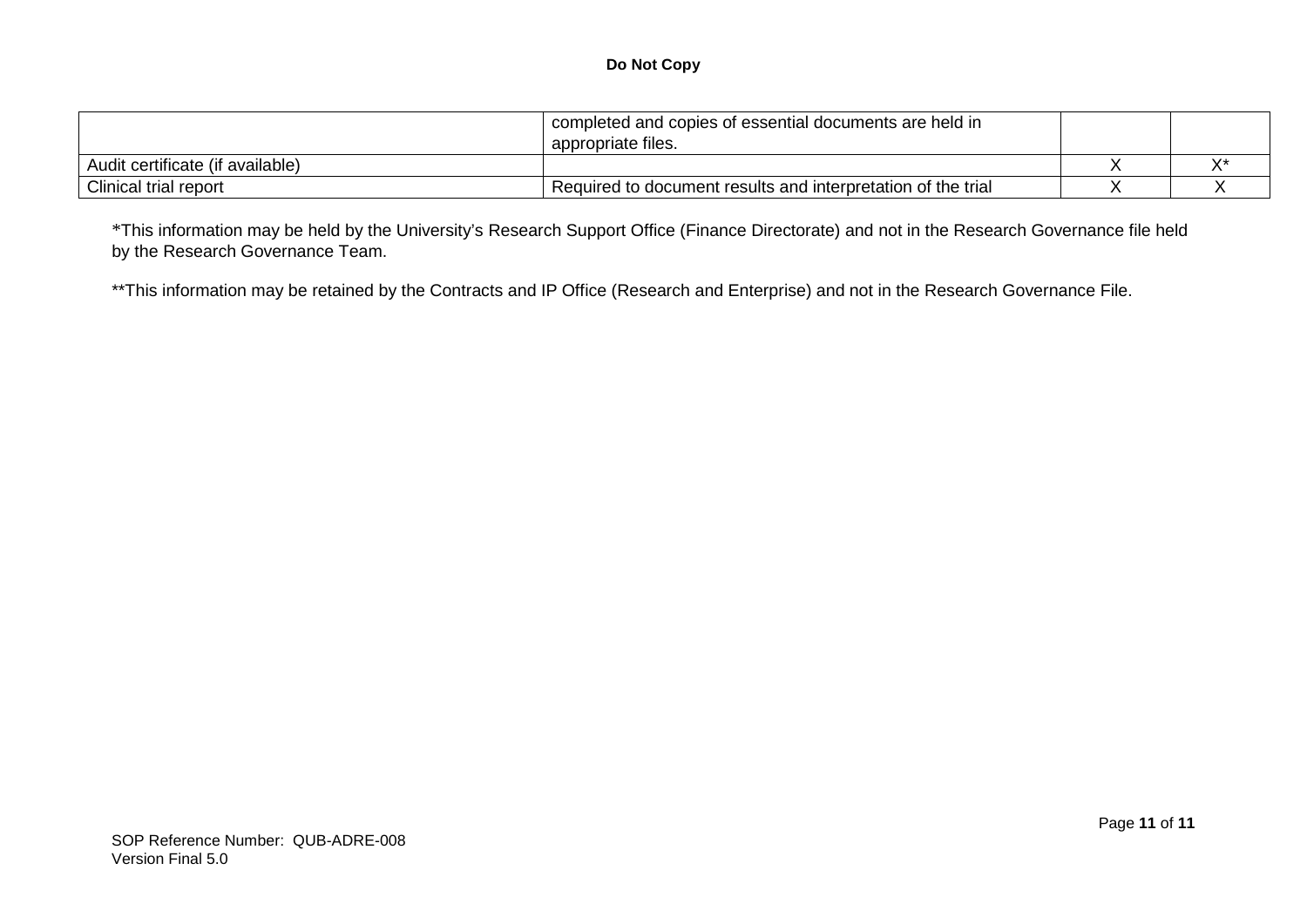Do Not Copy

| | | | |
|---|---|---|---|
| | completed and copies of essential documents are held in appropriate files. | | |
| Audit certificate (if available) | | X | X* |
| Clinical trial report | Required to document results and interpretation of the trial | X | X |

*This information may be held by the University's Research Support Office (Finance Directorate) and not in the Research Governance file held by the Research Governance Team.

**This information may be retained by the Contracts and IP Office (Research and Enterprise) and not in the Research Governance File.